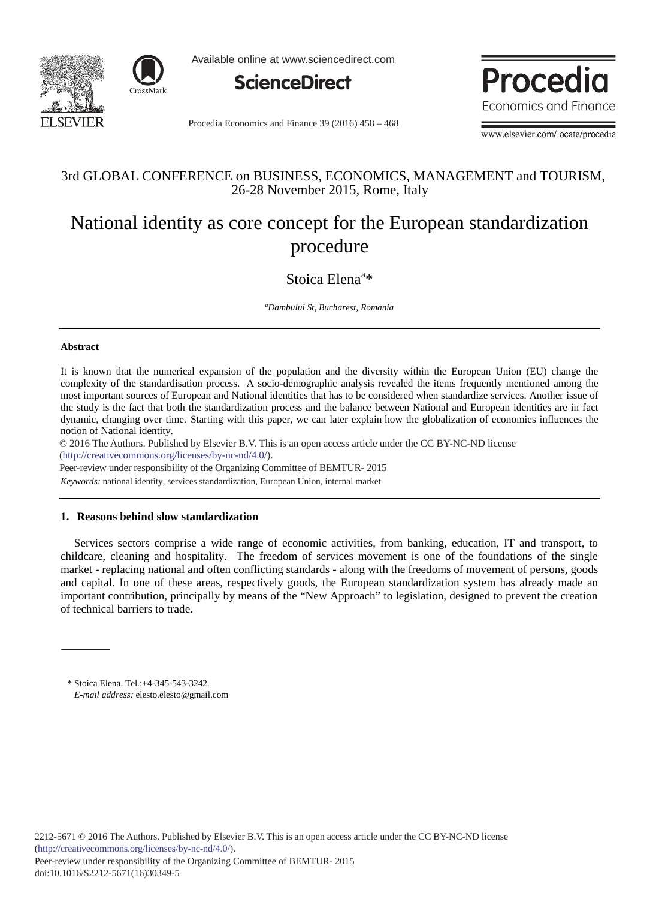3rd GLOBAL CONFERENCE on BUSINESS, ECONOMICS, MANAGEMENT and TOURISM, 26-28 November 2015, Rome, Italy

# National identity as core concept for the European standardization procedure

Stoica Elena[a]*

[a]*Dambului St, Bucharest, Romania*

---

### Abstract

It is known that the numerical expansion of the population and the diversity within the European Union (EU) change the complexity of the standardisation process. A socio-demographic analysis revealed the items frequently mentioned among the most important sources of European and National identities that has to be considered when standardize services. Another issue of the study is the fact that both the standardization process and the balance between National and European identities are in fact dynamic, changing over time. Starting with this paper, we can later explain how the globalization of economies influences the notion of National identity.

© 2016 The Authors. Published by Elsevier B.V. This is an open access article under the CC BY-NC-ND license (http://creativecommons.org/licenses/by-nc-nd/4.0/).

Peer-review under responsibility of the Organizing Committee of BEMTUR- 2015

*Keywords:* national identity, services standardization, European Union, internal market

---

## 1. Reasons behind slow standardization

Services sectors comprise a wide range of economic activities, from banking, education, IT and transport, to childcare, cleaning and hospitality. The freedom of services movement is one of the foundations of the single market - replacing national and often conflicting standards - along with the freedoms of movement of persons, goods and capital. In one of these areas, respectively goods, the European standardization system has already made an important contribution, principally by means of the "New Approach" to legislation, designed to prevent the creation of technical barriers to trade.

---

\* Stoica Elena. Tel.:+4-345-543-3242.
*E-mail address:* elesto.elesto@gmail.com

2212-5671 © 2016 The Authors. Published by Elsevier B.V. This is an open access article under the CC BY-NC-ND license (http://creativecommons.org/licenses/by-nc-nd/4.0/).
Peer-review under responsibility of the Organizing Committee of BEMTUR- 2015
doi:10.1016/S2212-5671(16)30349-5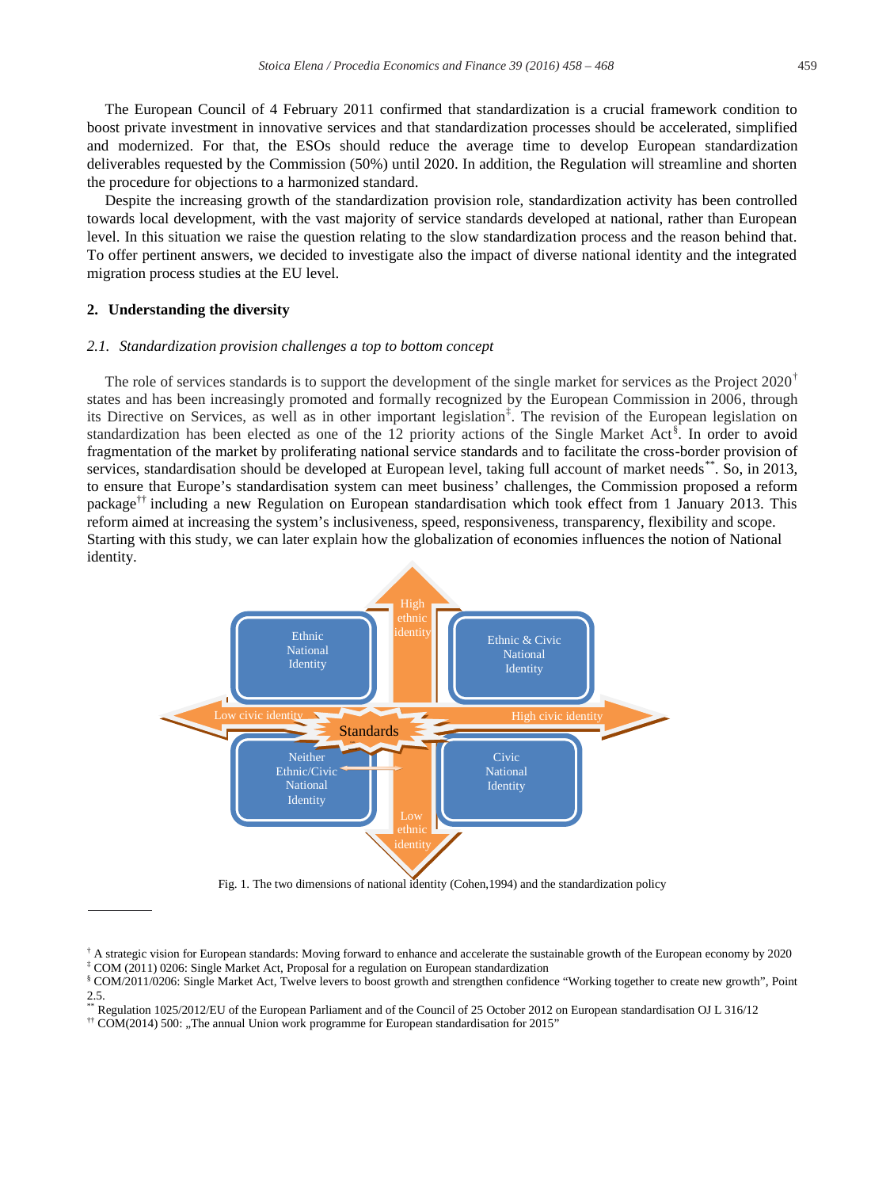The European Council of 4 February 2011 confirmed that standardization is a crucial framework condition to boost private investment in innovative services and that standardization processes should be accelerated, simplified and modernized. For that, the ESOs should reduce the average time to develop European standardization deliverables requested by the Commission (50%) until 2020. In addition, the Regulation will streamline and shorten the procedure for objections to a harmonized standard.

Despite the increasing growth of the standardization provision role, standardization activity has been controlled towards local development, with the vast majority of service standards developed at national, rather than European level. In this situation we raise the question relating to the slow standardization process and the reason behind that. To offer pertinent answers, we decided to investigate also the impact of diverse national identity and the integrated migration process studies at the EU level.

## 2. Understanding the diversity

### *2.1. Standardization provision challenges a top to bottom concept*

The role of services standards is to support the development of the single market for services as the Project 2020[†] states and has been increasingly promoted and formally recognized by the European Commission in 2006, through its Directive on Services, as well as in other important legislation[‡]. The revision of the European legislation on standardization has been elected as one of the 12 priority actions of the Single Market Act[§]. In order to avoid fragmentation of the market by proliferating national service standards and to facilitate the cross-border provision of services, standardisation should be developed at European level, taking full account of market needs[**]. So, in 2013, to ensure that Europe's standardisation system can meet business' challenges, the Commission proposed a reform package[††] including a new Regulation on European standardisation which took effect from 1 January 2013. This reform aimed at increasing the system's inclusiveness, speed, responsiveness, transparency, flexibility and scope. Starting with this study, we can later explain how the globalization of economies influences the notion of National identity.

Fig. 1. The two dimensions of national identity (Cohen,1994) and the standardization policy

---

[†] A strategic vision for European standards: Moving forward to enhance and accelerate the sustainable growth of the European economy by 2020

[‡] COM (2011) 0206: Single Market Act, Proposal for a regulation on European standardization

[§] COM/2011/0206: Single Market Act, Twelve levers to boost growth and strengthen confidence "Working together to create new growth", Point 2.5.

[**] Regulation 1025/2012/EU of the European Parliament and of the Council of 25 October 2012 on European standardisation OJ L 316/12

[††] COM(2014) 500: „The annual Union work programme for European standardisation for 2015"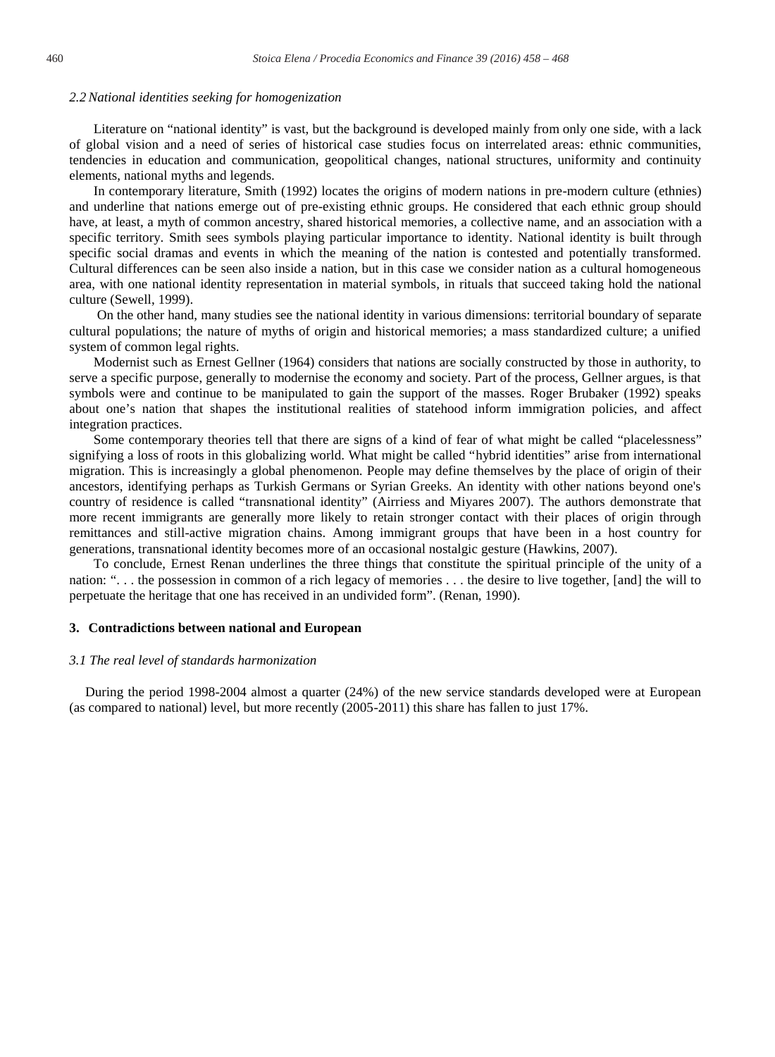### *2.2 National identities seeking for homogenization*

Literature on "national identity" is vast, but the background is developed mainly from only one side, with a lack of global vision and a need of series of historical case studies focus on interrelated areas: ethnic communities, tendencies in education and communication, geopolitical changes, national structures, uniformity and continuity elements, national myths and legends.

In contemporary literature, Smith (1992) locates the origins of modern nations in pre-modern culture (ethnies) and underline that nations emerge out of pre-existing ethnic groups. He considered that each ethnic group should have, at least, a myth of common ancestry, shared historical memories, a collective name, and an association with a specific territory. Smith sees symbols playing particular importance to identity. National identity is built through specific social dramas and events in which the meaning of the nation is contested and potentially transformed. Cultural differences can be seen also inside a nation, but in this case we consider nation as a cultural homogeneous area, with one national identity representation in material symbols, in rituals that succeed taking hold the national culture (Sewell, 1999).

On the other hand, many studies see the national identity in various dimensions: territorial boundary of separate cultural populations; the nature of myths of origin and historical memories; a mass standardized culture; a unified system of common legal rights.

Modernist such as Ernest Gellner (1964) considers that nations are socially constructed by those in authority, to serve a specific purpose, generally to modernise the economy and society. Part of the process, Gellner argues, is that symbols were and continue to be manipulated to gain the support of the masses. Roger Brubaker (1992) speaks about one's nation that shapes the institutional realities of statehood inform immigration policies, and affect integration practices.

Some contemporary theories tell that there are signs of a kind of fear of what might be called "placelessness" signifying a loss of roots in this globalizing world. What might be called "hybrid identities" arise from international migration. This is increasingly a global phenomenon. People may define themselves by the place of origin of their ancestors, identifying perhaps as Turkish Germans or Syrian Greeks. An identity with other nations beyond one's country of residence is called "transnational identity" (Airriess and Miyares 2007). The authors demonstrate that more recent immigrants are generally more likely to retain stronger contact with their places of origin through remittances and still-active migration chains. Among immigrant groups that have been in a host country for generations, transnational identity becomes more of an occasional nostalgic gesture (Hawkins, 2007).

To conclude, Ernest Renan underlines the three things that constitute the spiritual principle of the unity of a nation: ". . . the possession in common of a rich legacy of memories . . . the desire to live together, [and] the will to perpetuate the heritage that one has received in an undivided form". (Renan, 1990).

## 3. Contradictions between national and European

### *3.1 The real level of standards harmonization*

During the period 1998-2004 almost a quarter (24%) of the new service standards developed were at European (as compared to national) level, but more recently (2005-2011) this share has fallen to just 17%.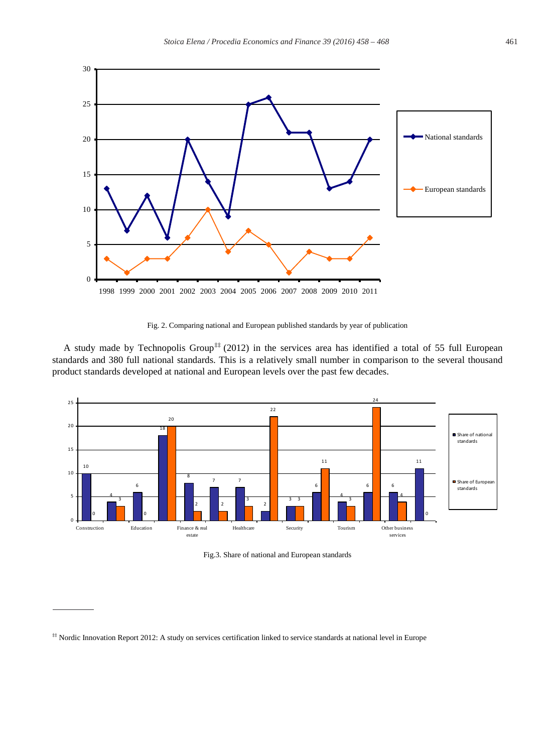Fig. 2. Comparing national and European published standards by year of publication

A study made by Technopolis Group[‡‡] (2012) in the services area has identified a total of 55 full European standards and 380 full national standards. This is a relatively small number in comparison to the several thousand product standards developed at national and European levels over the past few decades.

Fig.3. Share of national and European standards

[‡‡] Nordic Innovation Report 2012: A study on services certification linked to service standards at national level in Europe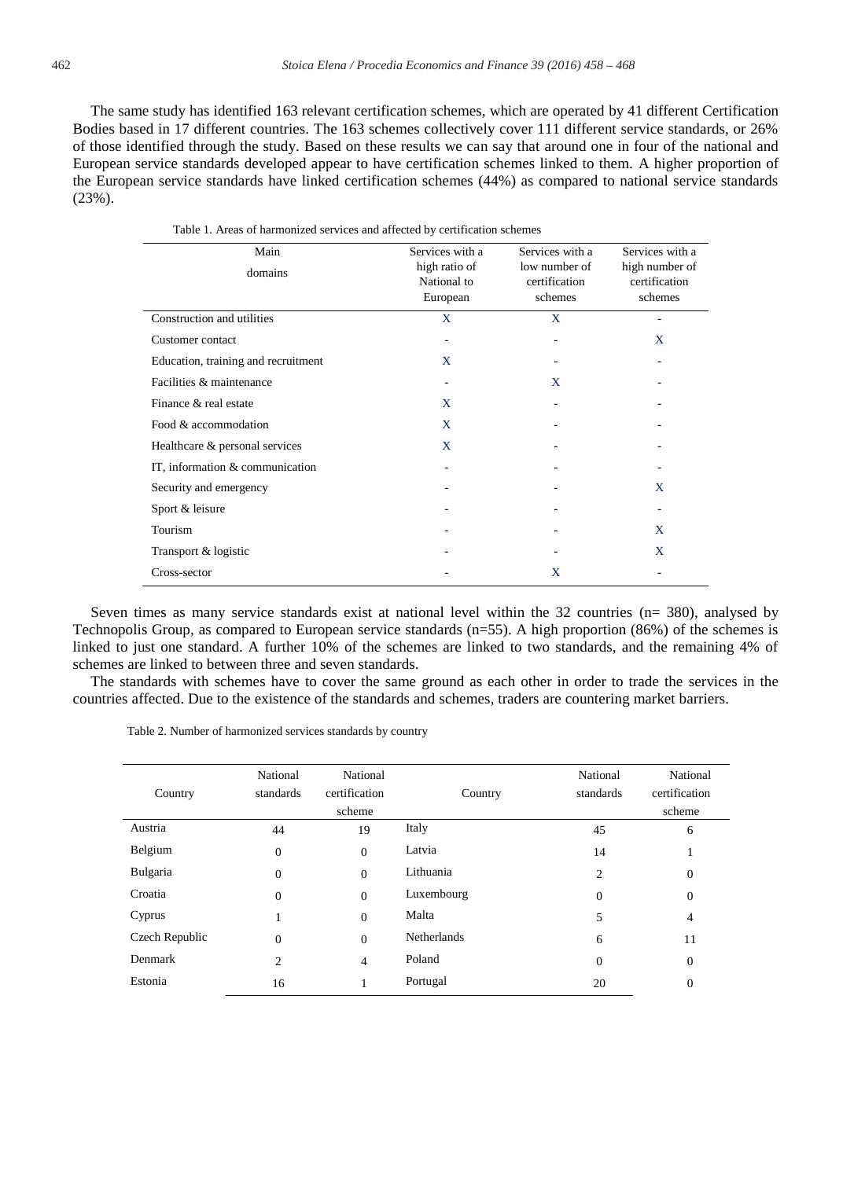The same study has identified 163 relevant certification schemes, which are operated by 41 different Certification Bodies based in 17 different countries. The 163 schemes collectively cover 111 different service standards, or 26% of those identified through the study. Based on these results we can say that around one in four of the national and European service standards developed appear to have certification schemes linked to them. A higher proportion of the European service standards have linked certification schemes (44%) as compared to national service standards (23%).

Table 1. Areas of harmonized services and affected by certification schemes

| Main domains | Services with a high ratio of National to European | Services with a low number of certification schemes | Services with a high number of certification schemes |
|---|---|---|---|
| Construction and utilities | X | X | - |
| Customer contact | - | - | X |
| Education, training and recruitment | X | - | - |
| Facilities & maintenance | - | X | - |
| Finance & real estate | X | - | - |
| Food & accommodation | X | - | - |
| Healthcare & personal services | X | - | - |
| IT, information & communication | - | - | - |
| Security and emergency | - | - | X |
| Sport & leisure | - | - | - |
| Tourism | - | - | X |
| Transport & logistic | - | - | X |
| Cross-sector | - | X | - |

Seven times as many service standards exist at national level within the 32 countries (n= 380), analysed by Technopolis Group, as compared to European service standards (n=55). A high proportion (86%) of the schemes is linked to just one standard. A further 10% of the schemes are linked to two standards, and the remaining 4% of schemes are linked to between three and seven standards.

The standards with schemes have to cover the same ground as each other in order to trade the services in the countries affected. Due to the existence of the standards and schemes, traders are countering market barriers.

Table 2. Number of harmonized services standards by country

| Country | National standards | National certification scheme | Country | National standards | National certification scheme |
|---|---|---|---|---|---|
| Austria | 44 | 19 | Italy | 45 | 6 |
| Belgium | 0 | 0 | Latvia | 14 | 1 |
| Bulgaria | 0 | 0 | Lithuania | 2 | 0 |
| Croatia | 0 | 0 | Luxembourg | 0 | 0 |
| Cyprus | 1 | 0 | Malta | 5 | 4 |
| Czech Republic | 0 | 0 | Netherlands | 6 | 11 |
| Denmark | 2 | 4 | Poland | 0 | 0 |
| Estonia | 16 | 1 | Portugal | 20 | 0 |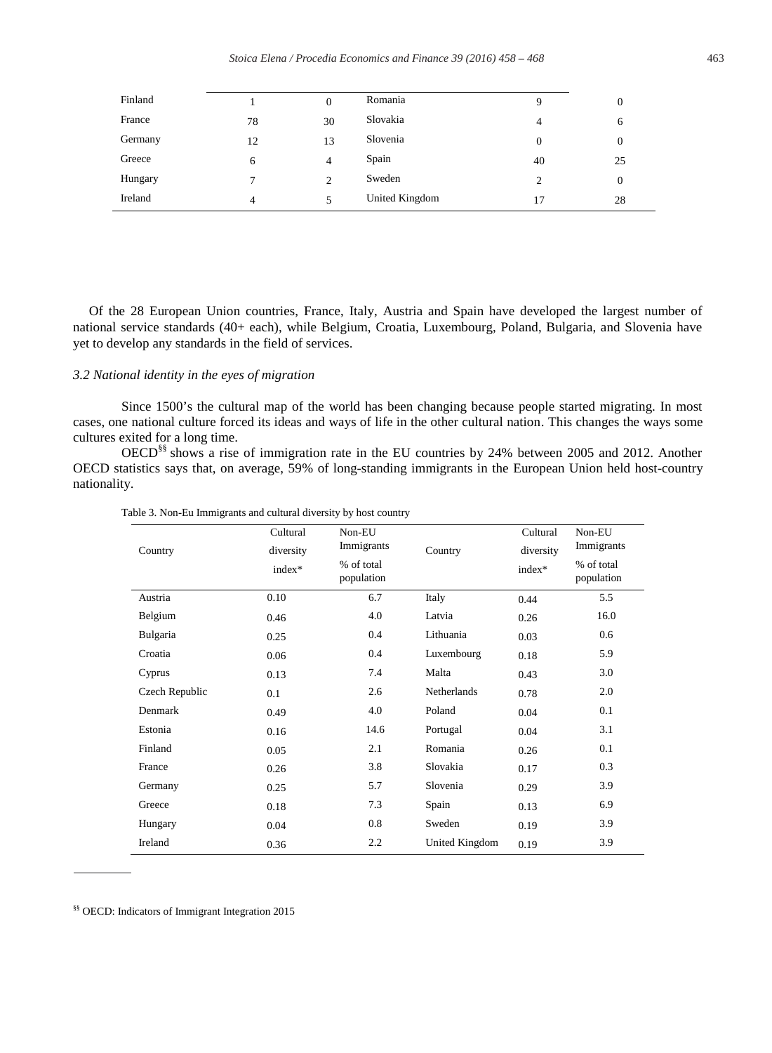| Finland | 1 | 0 | Romania | 9 | 0 |
|---|---|---|---|---|---|
| France | 78 | 30 | Slovakia | 4 | 6 |
| Germany | 12 | 13 | Slovenia | 0 | 0 |
| Greece | 6 | 4 | Spain | 40 | 25 |
| Hungary | 7 | 2 | Sweden | 2 | 0 |
| Ireland | 4 | 5 | United Kingdom | 17 | 28 |

Of the 28 European Union countries, France, Italy, Austria and Spain have developed the largest number of national service standards (40+ each), while Belgium, Croatia, Luxembourg, Poland, Bulgaria, and Slovenia have yet to develop any standards in the field of services.

### *3.2 National identity in the eyes of migration*

Since 1500's the cultural map of the world has been changing because people started migrating. In most cases, one national culture forced its ideas and ways of life in the other cultural nation. This changes the ways some cultures exited for a long time.

OECD[§§] shows a rise of immigration rate in the EU countries by 24% between 2005 and 2012. Another OECD statistics says that, on average, 59% of long-standing immigrants in the European Union held host-country nationality.

Table 3. Non-Eu Immigrants and cultural diversity by host country

| Country | Cultural diversity index* | Non-EU Immigrants % of total population | Country | Cultural diversity index* | Non-EU Immigrants % of total population |
|---|---|---|---|---|---|
| Austria | 0.10 | 6.7 | Italy | 0.44 | 5.5 |
| Belgium | 0.46 | 4.0 | Latvia | 0.26 | 16.0 |
| Bulgaria | 0.25 | 0.4 | Lithuania | 0.03 | 0.6 |
| Croatia | 0.06 | 0.4 | Luxembourg | 0.18 | 5.9 |
| Cyprus | 0.13 | 7.4 | Malta | 0.43 | 3.0 |
| Czech Republic | 0.1 | 2.6 | Netherlands | 0.78 | 2.0 |
| Denmark | 0.49 | 4.0 | Poland | 0.04 | 0.1 |
| Estonia | 0.16 | 14.6 | Portugal | 0.04 | 3.1 |
| Finland | 0.05 | 2.1 | Romania | 0.26 | 0.1 |
| France | 0.26 | 3.8 | Slovakia | 0.17 | 0.3 |
| Germany | 0.25 | 5.7 | Slovenia | 0.29 | 3.9 |
| Greece | 0.18 | 7.3 | Spain | 0.13 | 6.9 |
| Hungary | 0.04 | 0.8 | Sweden | 0.19 | 3.9 |
| Ireland | 0.36 | 2.2 | United Kingdom | 0.19 | 3.9 |

[§§] OECD: Indicators of Immigrant Integration 2015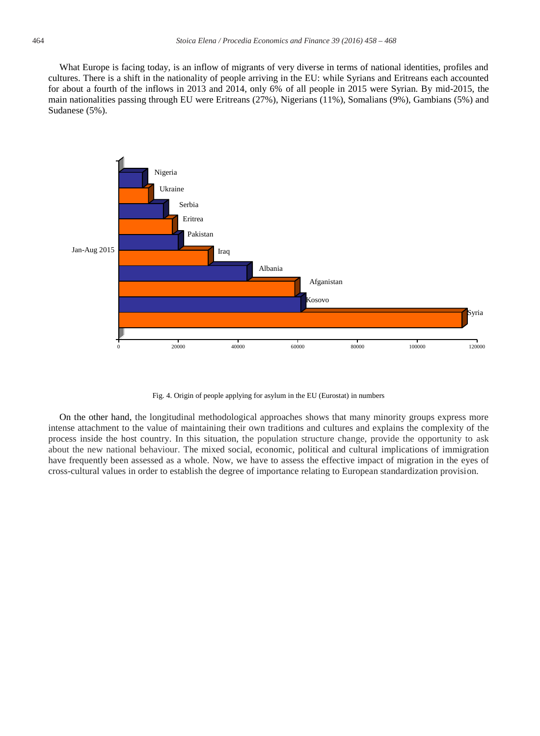What Europe is facing today, is an inflow of migrants of very diverse in terms of national identities, profiles and cultures. There is a shift in the nationality of people arriving in the EU: while Syrians and Eritreans each accounted for about a fourth of the inflows in 2013 and 2014, only 6% of all people in 2015 were Syrian. By mid-2015, the main nationalities passing through EU were Eritreans (27%), Nigerians (11%), Somalians (9%), Gambians (5%) and Sudanese (5%).

Fig. 4. Origin of people applying for asylum in the EU (Eurostat) in numbers

On the other hand, the longitudinal methodological approaches shows that many minority groups express more intense attachment to the value of maintaining their own traditions and cultures and explains the complexity of the process inside the host country. In this situation, the population structure change, provide the opportunity to ask about the new national behaviour. The mixed social, economic, political and cultural implications of immigration have frequently been assessed as a whole. Now, we have to assess the effective impact of migration in the eyes of cross-cultural values in order to establish the degree of importance relating to European standardization provision.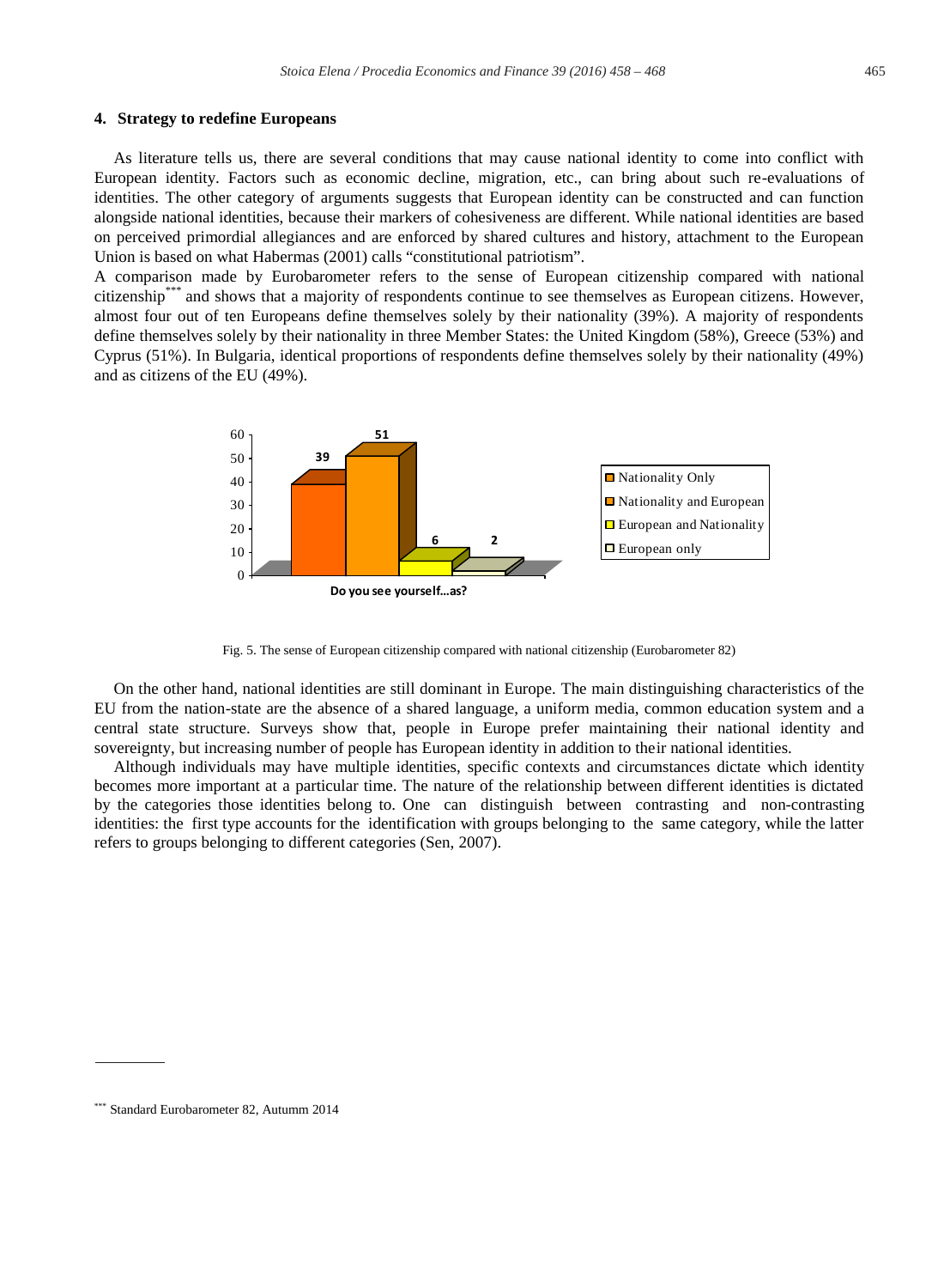## 4. Strategy to redefine Europeans

As literature tells us, there are several conditions that may cause national identity to come into conflict with European identity. Factors such as economic decline, migration, etc., can bring about such re-evaluations of identities. The other category of arguments suggests that European identity can be constructed and can function alongside national identities, because their markers of cohesiveness are different. While national identities are based on perceived primordial allegiances and are enforced by shared cultures and history, attachment to the European Union is based on what Habermas (2001) calls "constitutional patriotism".

A comparison made by Eurobarometer refers to the sense of European citizenship compared with national citizenship[***] and shows that a majority of respondents continue to see themselves as European citizens. However, almost four out of ten Europeans define themselves solely by their nationality (39%). A majority of respondents define themselves solely by their nationality in three Member States: the United Kingdom (58%), Greece (53%) and Cyprus (51%). In Bulgaria, identical proportions of respondents define themselves solely by their nationality (49%) and as citizens of the EU (49%).

Fig. 5. The sense of European citizenship compared with national citizenship (Eurobarometer 82)

On the other hand, national identities are still dominant in Europe. The main distinguishing characteristics of the EU from the nation-state are the absence of a shared language, a uniform media, common education system and a central state structure. Surveys show that, people in Europe prefer maintaining their national identity and sovereignty, but increasing number of people has European identity in addition to their national identities.

Although individuals may have multiple identities, specific contexts and circumstances dictate which identity becomes more important at a particular time. The nature of the relationship between different identities is dictated by the categories those identities belong to. One can distinguish between contrasting and non-contrasting identities: the first type accounts for the identification with groups belonging to the same category, while the latter refers to groups belonging to different categories (Sen, 2007).

[***] Standard Eurobarometer 82, Autumm 2014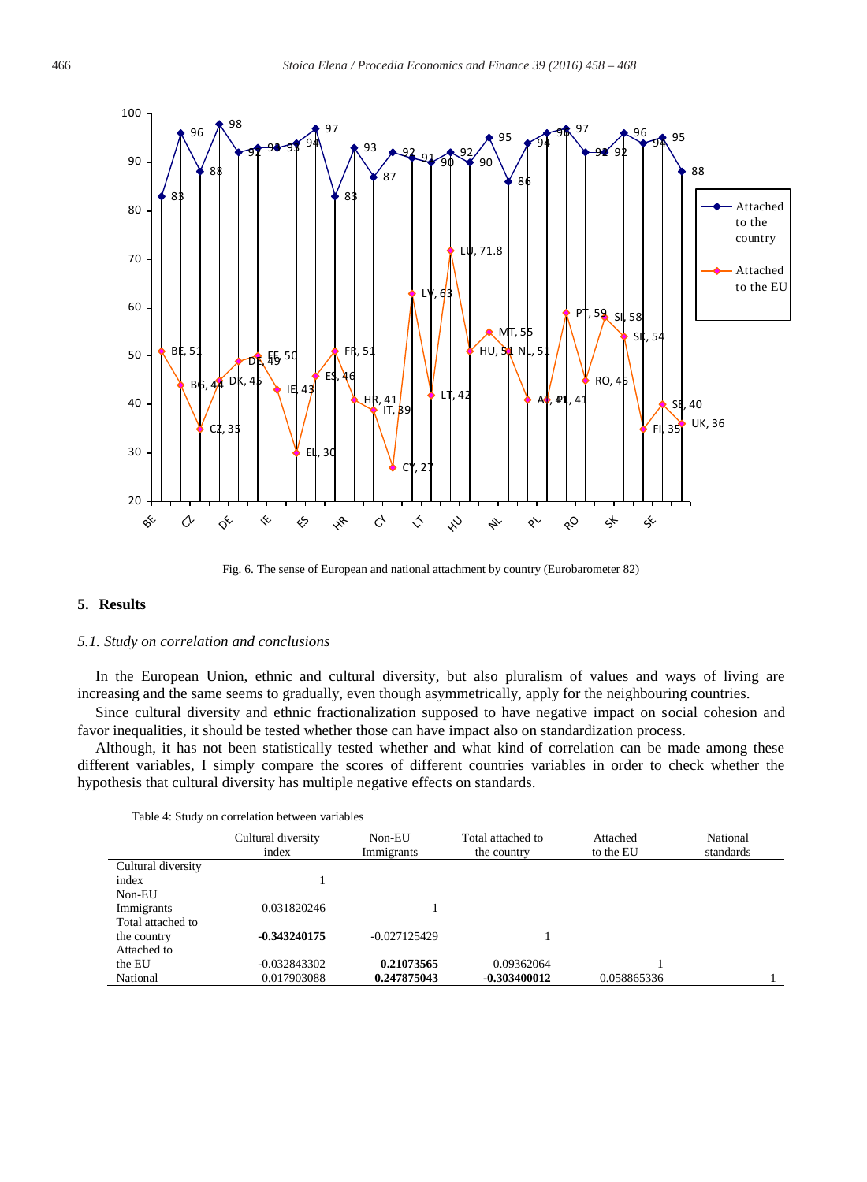Fig. 6. The sense of European and national attachment by country (Eurobarometer 82)

## 5. Results

### *5.1. Study on correlation and conclusions*

In the European Union, ethnic and cultural diversity, but also pluralism of values and ways of living are increasing and the same seems to gradually, even though asymmetrically, apply for the neighbouring countries.

Since cultural diversity and ethnic fractionalization supposed to have negative impact on social cohesion and favor inequalities, it should be tested whether those can have impact also on standardization process.

Although, it has not been statistically tested whether and what kind of correlation can be made among these different variables, I simply compare the scores of different countries variables in order to check whether the hypothesis that cultural diversity has multiple negative effects on standards.

Table 4: Study on correlation between variables

| | Cultural diversity index | Non-EU Immigrants | Total attached to the country | Attached to the EU | National standards |
|---|---|---|---|---|---|
| Cultural diversity index | 1 | | | | |
| Non-EU Immigrants | 0.031820246 | 1 | | | |
| Total attached to the country | **-0.343240175** | -0.027125429 | 1 | | |
| Attached to the EU | -0.032843302 | **0.21073565** | 0.09362064 | 1 | |
| National | 0.017903088 | **0.247875043** | **-0.303400012** | 0.058865336 | 1 |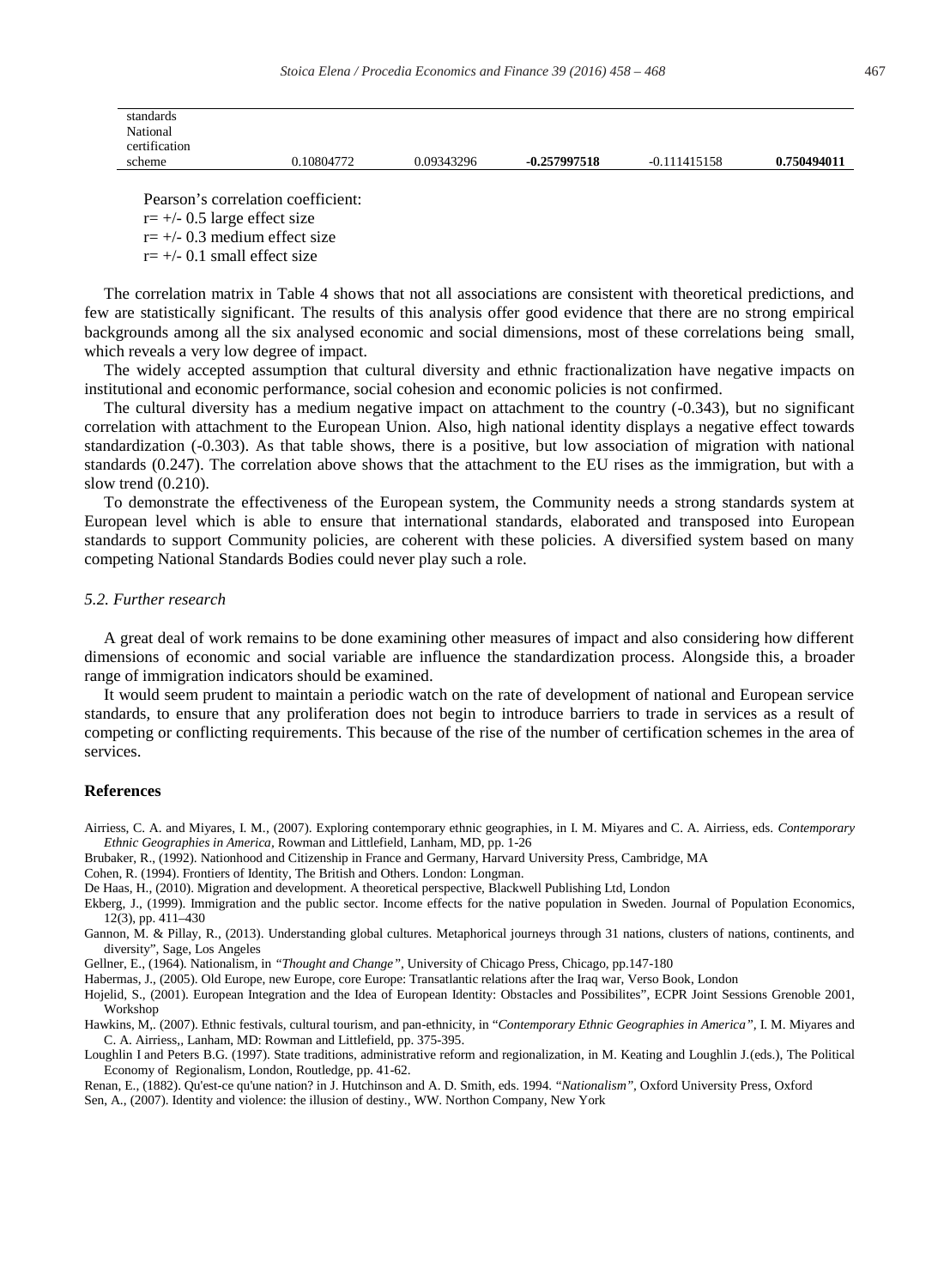| standards | | | | | |
|---|---|---|---|---|---|
| National certification scheme | 0.10804772 | 0.09343296 | **-0.257997518** | -0.111415158 | **0.750494011** |

Pearson's correlation coefficient:
r= +/- 0.5 large effect size
r= +/- 0.3 medium effect size
r= +/- 0.1 small effect size

The correlation matrix in Table 4 shows that not all associations are consistent with theoretical predictions, and few are statistically significant. The results of this analysis offer good evidence that there are no strong empirical backgrounds among all the six analysed economic and social dimensions, most of these correlations being small, which reveals a very low degree of impact.

The widely accepted assumption that cultural diversity and ethnic fractionalization have negative impacts on institutional and economic performance, social cohesion and economic policies is not confirmed.

The cultural diversity has a medium negative impact on attachment to the country (-0.343), but no significant correlation with attachment to the European Union. Also, high national identity displays a negative effect towards standardization (-0.303). As that table shows, there is a positive, but low association of migration with national standards (0.247). The correlation above shows that the attachment to the EU rises as the immigration, but with a slow trend (0.210).

To demonstrate the effectiveness of the European system, the Community needs a strong standards system at European level which is able to ensure that international standards, elaborated and transposed into European standards to support Community policies, are coherent with these policies. A diversified system based on many competing National Standards Bodies could never play such a role.

### *5.2. Further research*

A great deal of work remains to be done examining other measures of impact and also considering how different dimensions of economic and social variable are influence the standardization process. Alongside this, a broader range of immigration indicators should be examined.

It would seem prudent to maintain a periodic watch on the rate of development of national and European service standards, to ensure that any proliferation does not begin to introduce barriers to trade in services as a result of competing or conflicting requirements. This because of the rise of the number of certification schemes in the area of services.

## References

Airriess, C. A. and Miyares, I. M., (2007). Exploring contemporary ethnic geographies, in I. M. Miyares and C. A. Airriess, eds. *Contemporary Ethnic Geographies in America*, Rowman and Littlefield, Lanham, MD, pp. 1-26

Brubaker, R., (1992). Nationhood and Citizenship in France and Germany, Harvard University Press, Cambridge, MA

Cohen, R. (1994). Frontiers of Identity, The British and Others. London: Longman.

De Haas, H., (2010). Migration and development. A theoretical perspective, Blackwell Publishing Ltd, London

Ekberg, J., (1999). Immigration and the public sector. Income effects for the native population in Sweden. Journal of Population Economics, 12(3), pp. 411–430

Gannon, M. & Pillay, R., (2013). Understanding global cultures. Metaphorical journeys through 31 nations, clusters of nations, continents, and diversity", Sage, Los Angeles

Gellner, E., (1964). Nationalism, in *"Thought and Change"*, University of Chicago Press, Chicago, pp.147-180

Habermas, J., (2005). Old Europe, new Europe, core Europe: Transatlantic relations after the Iraq war, Verso Book, London

Hojelid, S., (2001). European Integration and the Idea of European Identity: Obstacles and Possibilites", ECPR Joint Sessions Grenoble 2001, Workshop

Hawkins, M,. (2007). Ethnic festivals, cultural tourism, and pan-ethnicity, in "*Contemporary Ethnic Geographies in America"*, I. M. Miyares and C. A. Airriess,, Lanham, MD: Rowman and Littlefield, pp. 375-395.

Loughlin I and Peters B.G. (1997). State traditions, administrative reform and regionalization, in M. Keating and Loughlin J.(eds.), The Political Economy of Regionalism, London, Routledge, pp. 41-62.

Renan, E., (1882). Qu'est-ce qu'une nation? in J. Hutchinson and A. D. Smith, eds. 1994. "*Nationalism"*, Oxford University Press, Oxford

Sen, A., (2007). Identity and violence: the illusion of destiny., WW. Northon Company, New York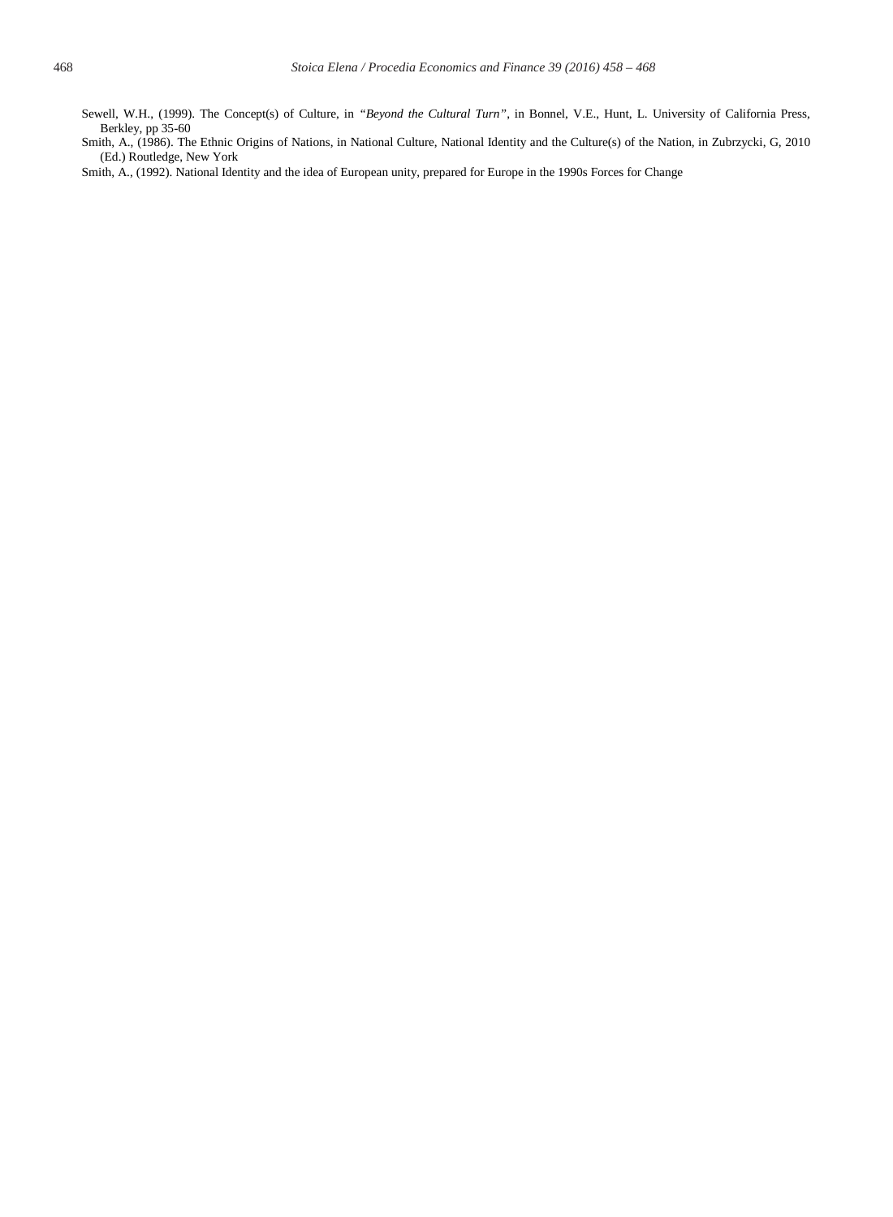Sewell, W.H., (1999). The Concept(s) of Culture, in *"Beyond the Cultural Turn"*, in Bonnel, V.E., Hunt, L. University of California Press, Berkley, pp 35-60

Smith, A., (1986). The Ethnic Origins of Nations, in National Culture, National Identity and the Culture(s) of the Nation, in Zubrzycki, G, 2010 (Ed.) Routledge, New York

Smith, A., (1992). National Identity and the idea of European unity, prepared for Europe in the 1990s Forces for Change